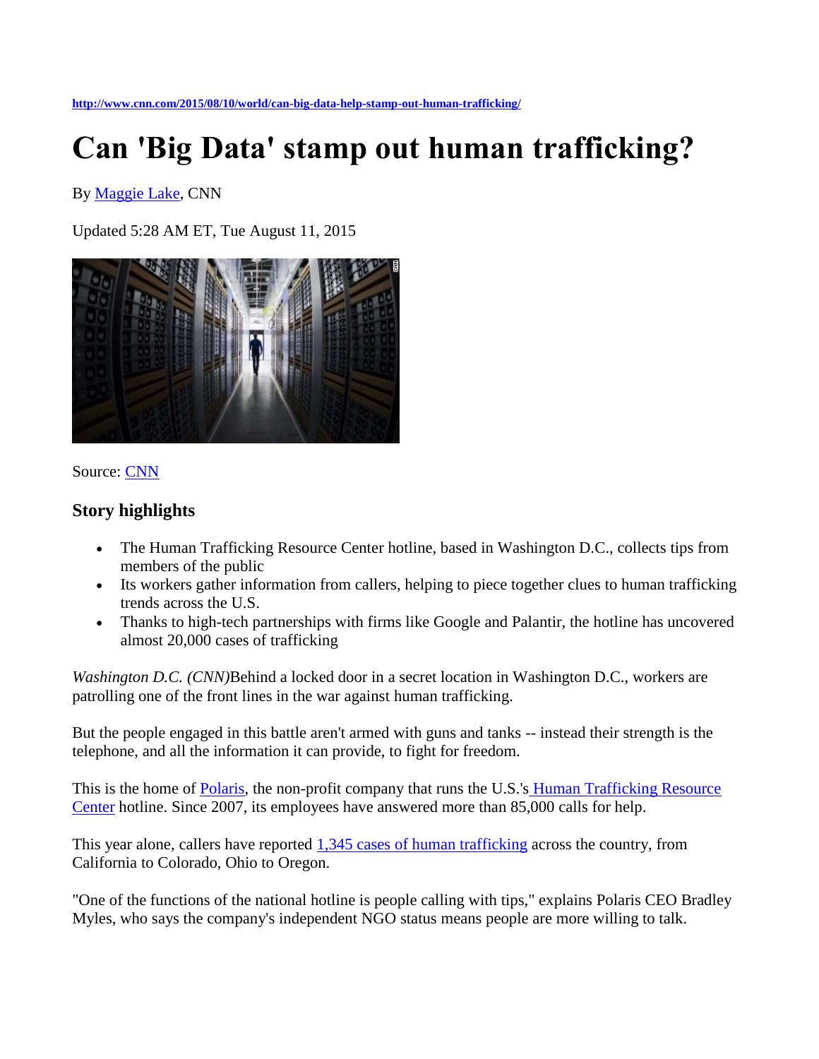http://www.cnn.com/2015/08/10/world/can-big-data-help-stamp-out-human-trafficking/

# Can 'Big Data' stamp out human trafficking?

By Maggie Lake, CNN

Updated 5:28 AM ET, Tue August 11, 2015

Source: CNN

### Story highlights

- The Human Trafficking Resource Center hotline, based in Washington D.C., collects tips from members of the public
- Its workers gather information from callers, helping to piece together clues to human trafficking trends across the U.S.
- Thanks to high-tech partnerships with firms like Google and Palantir, the hotline has uncovered almost 20,000 cases of trafficking

*Washington D.C. (CNN)*Behind a locked door in a secret location in Washington D.C., workers are patrolling one of the front lines in the war against human trafficking.

But the people engaged in this battle aren't armed with guns and tanks -- instead their strength is the telephone, and all the information it can provide, to fight for freedom.

This is the home of Polaris, the non-profit company that runs the U.S.'s Human Trafficking Resource Center hotline. Since 2007, its employees have answered more than 85,000 calls for help.

This year alone, callers have reported 1,345 cases of human trafficking across the country, from California to Colorado, Ohio to Oregon.

"One of the functions of the national hotline is people calling with tips," explains Polaris CEO Bradley Myles, who says the company's independent NGO status means people are more willing to talk.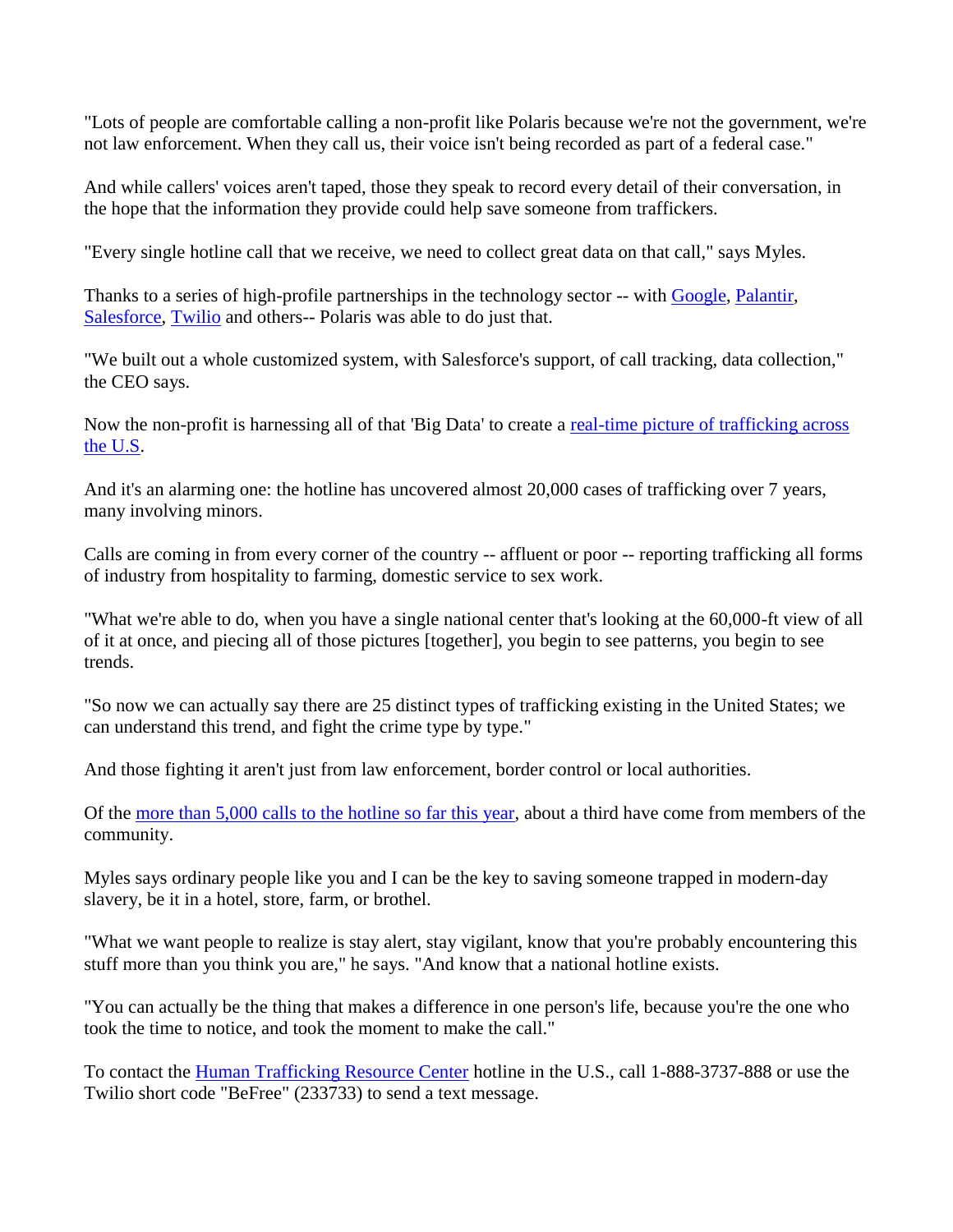"Lots of people are comfortable calling a non-profit like Polaris because we're not the government, we're not law enforcement. When they call us, their voice isn't being recorded as part of a federal case."

And while callers' voices aren't taped, those they speak to record every detail of their conversation, in the hope that the information they provide could help save someone from traffickers.

"Every single hotline call that we receive, we need to collect great data on that call," says Myles.

Thanks to a series of high-profile partnerships in the technology sector -- with Google, Palantir, Salesforce, Twilio and others-- Polaris was able to do just that.

"We built out a whole customized system, with Salesforce's support, of call tracking, data collection," the CEO says.

Now the non-profit is harnessing all of that 'Big Data' to create a real-time picture of trafficking across the U.S.

And it's an alarming one: the hotline has uncovered almost 20,000 cases of trafficking over 7 years, many involving minors.

Calls are coming in from every corner of the country -- affluent or poor -- reporting trafficking all forms of industry from hospitality to farming, domestic service to sex work.

"What we're able to do, when you have a single national center that's looking at the 60,000-ft view of all of it at once, and piecing all of those pictures [together], you begin to see patterns, you begin to see trends.

"So now we can actually say there are 25 distinct types of trafficking existing in the United States; we can understand this trend, and fight the crime type by type."

And those fighting it aren't just from law enforcement, border control or local authorities.

Of the more than 5,000 calls to the hotline so far this year, about a third have come from members of the community.

Myles says ordinary people like you and I can be the key to saving someone trapped in modern-day slavery, be it in a hotel, store, farm, or brothel.

"What we want people to realize is stay alert, stay vigilant, know that you're probably encountering this stuff more than you think you are," he says. "And know that a national hotline exists.

"You can actually be the thing that makes a difference in one person's life, because you're the one who took the time to notice, and took the moment to make the call."

To contact the Human Trafficking Resource Center hotline in the U.S., call 1-888-3737-888 or use the Twilio short code "BeFree" (233733) to send a text message.